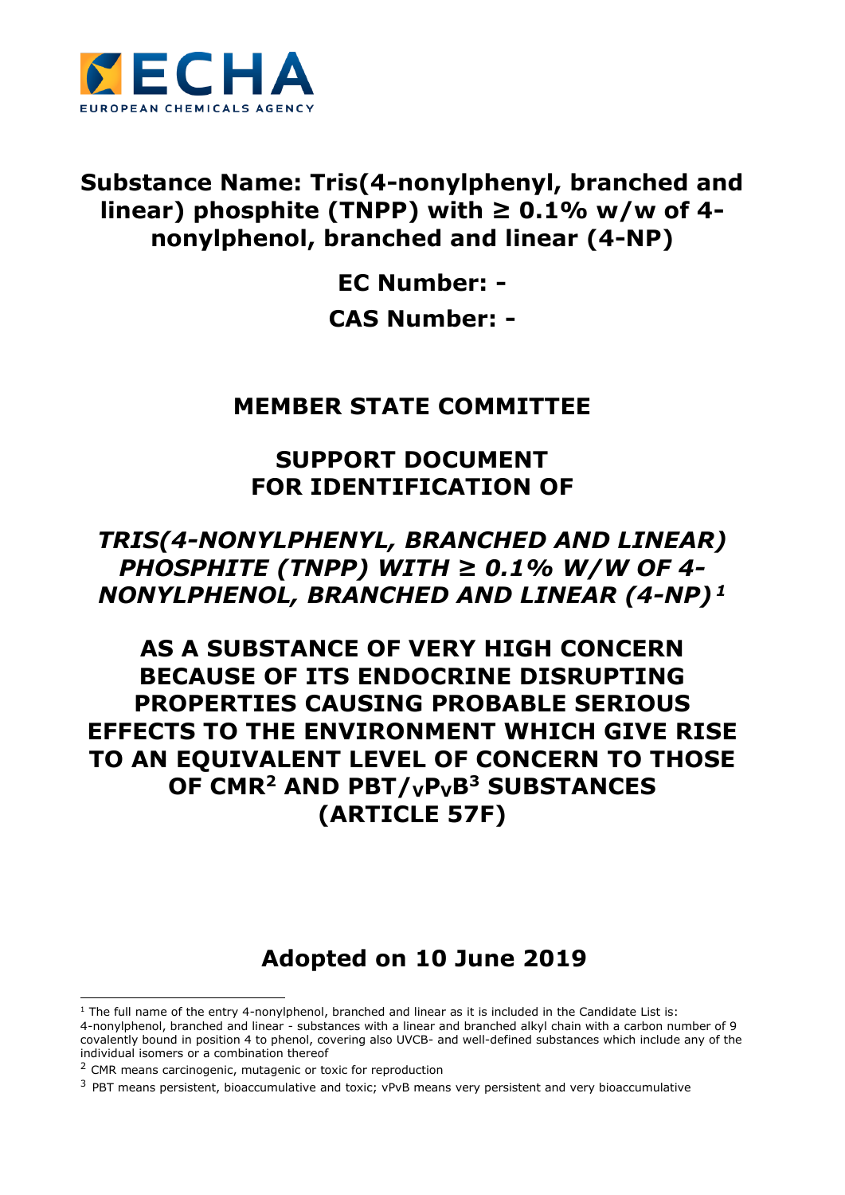# Substance Name: Tris(4-nonylphenyl, branched and linear) phosphite (TNPP) with ≥ 0.1% w/w of 4-nonylphenol, branched and linear (4-NP)

**EC Number: -**

**CAS Number: -**

## MEMBER STATE COMMITTEE

## SUPPORT DOCUMENT FOR IDENTIFICATION OF

## *TRIS(4-NONYLPHENYL, BRANCHED AND LINEAR) PHOSPHITE (TNPP) WITH ≥ 0.1% W/W OF 4-NONYLPHENOL, BRANCHED AND LINEAR (4-NP)* [1]

## AS A SUBSTANCE OF VERY HIGH CONCERN BECAUSE OF ITS ENDOCRINE DISRUPTING PROPERTIES CAUSING PROBABLE SERIOUS EFFECTS TO THE ENVIRONMENT WHICH GIVE RISE TO AN EQUIVALENT LEVEL OF CONCERN TO THOSE OF CMR[2] AND PBT/$_{v}$P$_{v}$B[3] SUBSTANCES (ARTICLE 57F)

## Adopted on 10 June 2019

---

[1] The full name of the entry 4-nonylphenol, branched and linear as it is included in the Candidate List is: 4-nonylphenol, branched and linear - substances with a linear and branched alkyl chain with a carbon number of 9 covalently bound in position 4 to phenol, covering also UVCB- and well-defined substances which include any of the individual isomers or a combination thereof

[2] CMR means carcinogenic, mutagenic or toxic for reproduction

[3] PBT means persistent, bioaccumulative and toxic; vPvB means very persistent and very bioaccumulative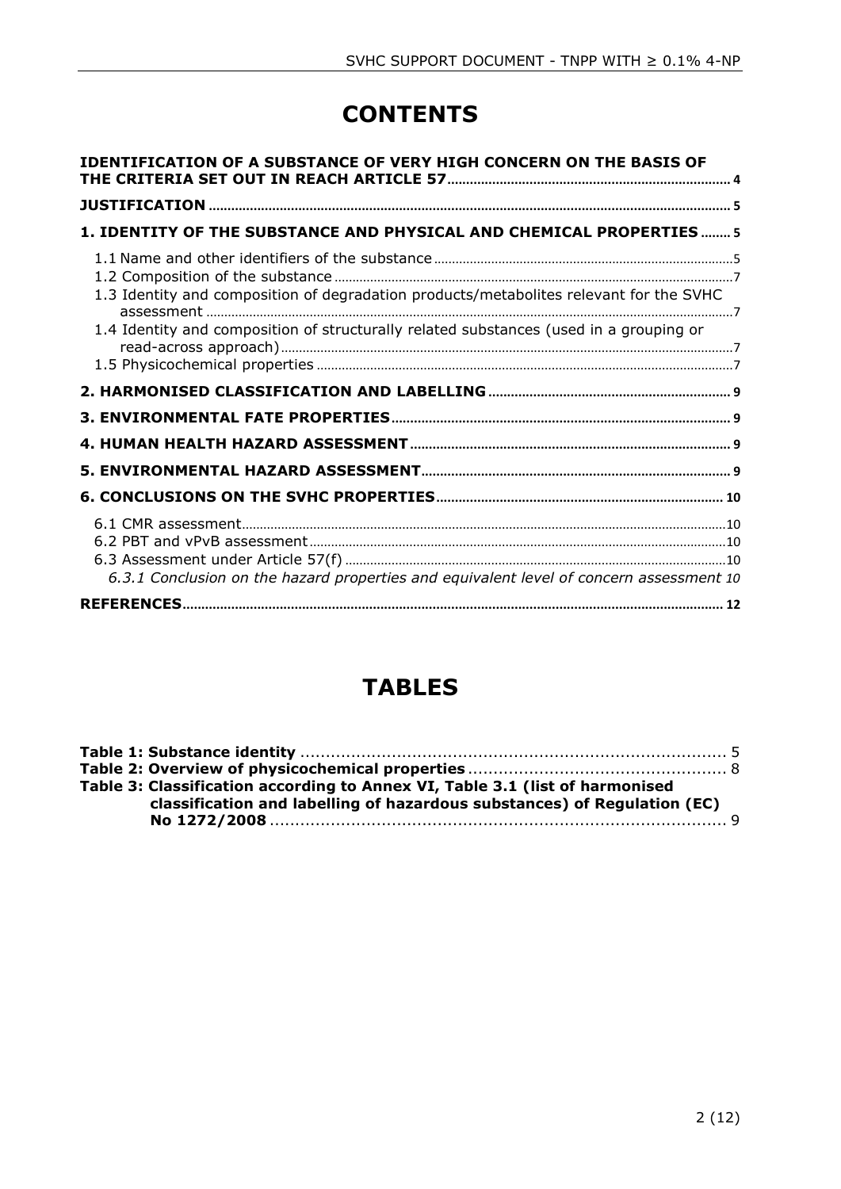# CONTENTS

**IDENTIFICATION OF A SUBSTANCE OF VERY HIGH CONCERN ON THE BASIS OF THE CRITERIA SET OUT IN REACH ARTICLE 57** .......... 4

**JUSTIFICATION** .......... 5

**1. IDENTITY OF THE SUBSTANCE AND PHYSICAL AND CHEMICAL PROPERTIES** .......... 5

- 1.1 Name and other identifiers of the substance .......... 5
- 1.2 Composition of the substance .......... 7
- 1.3 Identity and composition of degradation products/metabolites relevant for the SVHC assessment .......... 7
- 1.4 Identity and composition of structurally related substances (used in a grouping or read-across approach) .......... 7
- 1.5 Physicochemical properties .......... 7

**2. HARMONISED CLASSIFICATION AND LABELLING** .......... 9

**3. ENVIRONMENTAL FATE PROPERTIES** .......... 9

**4. HUMAN HEALTH HAZARD ASSESSMENT** .......... 9

**5. ENVIRONMENTAL HAZARD ASSESSMENT** .......... 9

**6. CONCLUSIONS ON THE SVHC PROPERTIES** .......... 10

- 6.1 CMR assessment .......... 10
- 6.2 PBT and vPvB assessment .......... 10
- 6.3 Assessment under Article 57(f) .......... 10
  - *6.3.1 Conclusion on the hazard properties and equivalent level of concern assessment* 10

**REFERENCES** .......... 12

# TABLES

**Table 1: Substance identity** .......... 5

**Table 2: Overview of physicochemical properties** .......... 8

**Table 3: Classification according to Annex VI, Table 3.1 (list of harmonised classification and labelling of hazardous substances) of Regulation (EC) No 1272/2008** .......... 9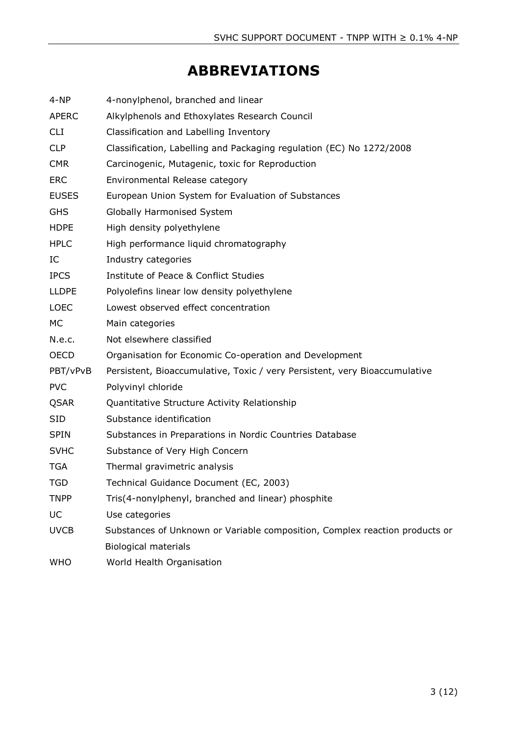# ABBREVIATIONS

| | |
|---|---|
| 4-NP | 4-nonylphenol, branched and linear |
| APERC | Alkylphenols and Ethoxylates Research Council |
| CLI | Classification and Labelling Inventory |
| CLP | Classification, Labelling and Packaging regulation (EC) No 1272/2008 |
| CMR | Carcinogenic, Mutagenic, toxic for Reproduction |
| ERC | Environmental Release category |
| EUSES | European Union System for Evaluation of Substances |
| GHS | Globally Harmonised System |
| HDPE | High density polyethylene |
| HPLC | High performance liquid chromatography |
| IC | Industry categories |
| IPCS | Institute of Peace & Conflict Studies |
| LLDPE | Polyolefins linear low density polyethylene |
| LOEC | Lowest observed effect concentration |
| MC | Main categories |
| N.e.c. | Not elsewhere classified |
| OECD | Organisation for Economic Co-operation and Development |
| PBT/vPvB | Persistent, Bioaccumulative, Toxic / very Persistent, very Bioaccumulative |
| PVC | Polyvinyl chloride |
| QSAR | Quantitative Structure Activity Relationship |
| SID | Substance identification |
| SPIN | Substances in Preparations in Nordic Countries Database |
| SVHC | Substance of Very High Concern |
| TGA | Thermal gravimetric analysis |
| TGD | Technical Guidance Document (EC, 2003) |
| TNPP | Tris(4-nonylphenyl, branched and linear) phosphite |
| UC | Use categories |
| UVCB | Substances of Unknown or Variable composition, Complex reaction products or Biological materials |
| WHO | World Health Organisation |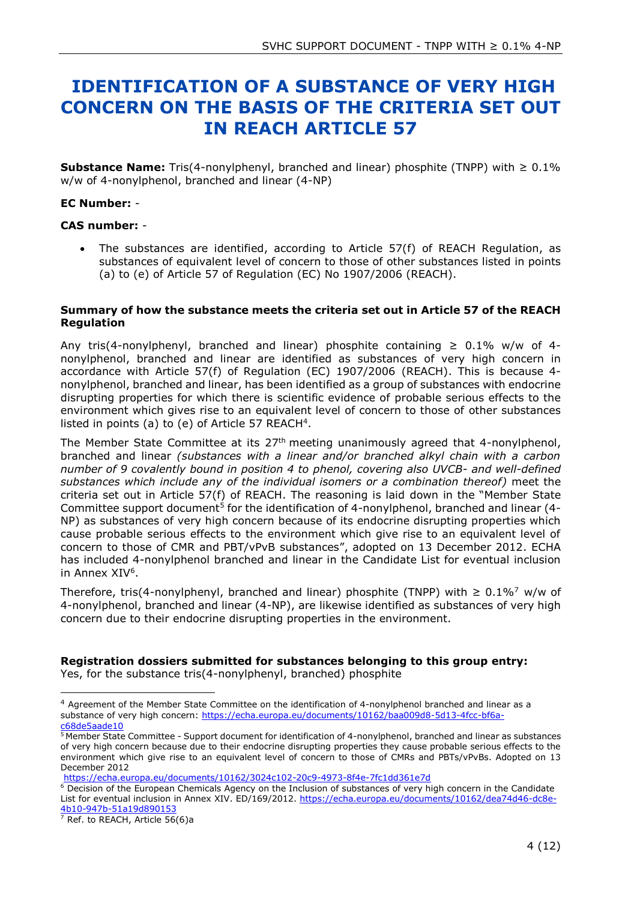# IDENTIFICATION OF A SUBSTANCE OF VERY HIGH CONCERN ON THE BASIS OF THE CRITERIA SET OUT IN REACH ARTICLE 57

**Substance Name:** Tris(4-nonylphenyl, branched and linear) phosphite (TNPP) with ≥ 0.1% w/w of 4-nonylphenol, branched and linear (4-NP)

**EC Number:** -

**CAS number:** -

- The substances are identified, according to Article 57(f) of REACH Regulation, as substances of equivalent level of concern to those of other substances listed in points (a) to (e) of Article 57 of Regulation (EC) No 1907/2006 (REACH).

**Summary of how the substance meets the criteria set out in Article 57 of the REACH Regulation**

Any tris(4-nonylphenyl, branched and linear) phosphite containing ≥ 0.1% w/w of 4-nonylphenol, branched and linear are identified as substances of very high concern in accordance with Article 57(f) of Regulation (EC) 1907/2006 (REACH). This is because 4-nonylphenol, branched and linear, has been identified as a group of substances with endocrine disrupting properties for which there is scientific evidence of probable serious effects to the environment which gives rise to an equivalent level of concern to those of other substances listed in points (a) to (e) of Article 57 REACH[4].

The Member State Committee at its 27th meeting unanimously agreed that 4-nonylphenol, branched and linear *(substances with a linear and/or branched alkyl chain with a carbon number of 9 covalently bound in position 4 to phenol, covering also UVCB- and well-defined substances which include any of the individual isomers or a combination thereof)* meet the criteria set out in Article 57(f) of REACH. The reasoning is laid down in the "Member State Committee support document[5] for the identification of 4-nonylphenol, branched and linear (4-NP) as substances of very high concern because of its endocrine disrupting properties which cause probable serious effects to the environment which give rise to an equivalent level of concern to those of CMR and PBT/vPvB substances", adopted on 13 December 2012. ECHA has included 4-nonylphenol branched and linear in the Candidate List for eventual inclusion in Annex XIV[6].

Therefore, tris(4-nonylphenyl, branched and linear) phosphite (TNPP) with ≥ 0.1%[7] w/w of 4-nonylphenol, branched and linear (4-NP), are likewise identified as substances of very high concern due to their endocrine disrupting properties in the environment.

**Registration dossiers submitted for substances belonging to this group entry:**
Yes, for the substance tris(4-nonylphenyl, branched) phosphite

---

[4] Agreement of the Member State Committee on the identification of 4-nonylphenol branched and linear as a substance of very high concern: https://echa.europa.eu/documents/10162/baa009d8-5d13-4fcc-bf6a-c68de5aade10

[5] Member State Committee - Support document for identification of 4-nonylphenol, branched and linear as substances of very high concern because due to their endocrine disrupting properties they cause probable serious effects to the environment which give rise to an equivalent level of concern to those of CMRs and PBTs/vPvBs. Adopted on 13 December 2012 https://echa.europa.eu/documents/10162/3024c102-20c9-4973-8f4e-7fc1dd361e7d

[6] Decision of the European Chemicals Agency on the Inclusion of substances of very high concern in the Candidate List for eventual inclusion in Annex XIV. ED/169/2012. https://echa.europa.eu/documents/10162/dea74d46-dc8e-4b10-947b-51a19d890153

[7] Ref. to REACH, Article 56(6)a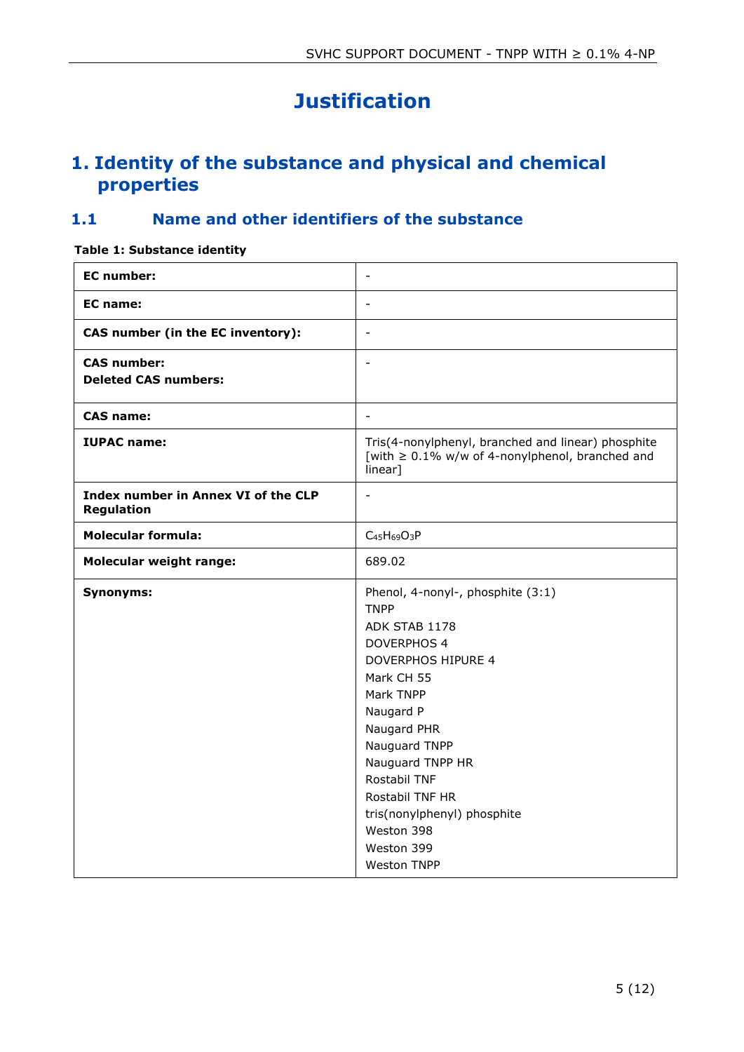# Justification

## 1. Identity of the substance and physical and chemical properties

### 1.1 Name and other identifiers of the substance

**Table 1: Substance identity**

| | |
|---|---|
| **EC number:** | - |
| **EC name:** | - |
| **CAS number (in the EC inventory):** | - |
| **CAS number:**<br>**Deleted CAS numbers:** | - |
| **CAS name:** | - |
| **IUPAC name:** | Tris(4-nonylphenyl, branched and linear) phosphite [with ≥ 0.1% w/w of 4-nonylphenol, branched and linear] |
| **Index number in Annex VI of the CLP Regulation** | - |
| **Molecular formula:** | $C_{45}H_{69}O_3P$ |
| **Molecular weight range:** | 689.02 |
| **Synonyms:** | Phenol, 4-nonyl-, phosphite (3:1)<br>TNPP<br>ADK STAB 1178<br>DOVERPHOS 4<br>DOVERPHOS HIPURE 4<br>Mark CH 55<br>Mark TNPP<br>Naugard P<br>Naugard PHR<br>Nauguard TNPP<br>Nauguard TNPP HR<br>Rostabil TNF<br>Rostabil TNF HR<br>tris(nonylphenyl) phosphite<br>Weston 398<br>Weston 399<br>Weston TNPP |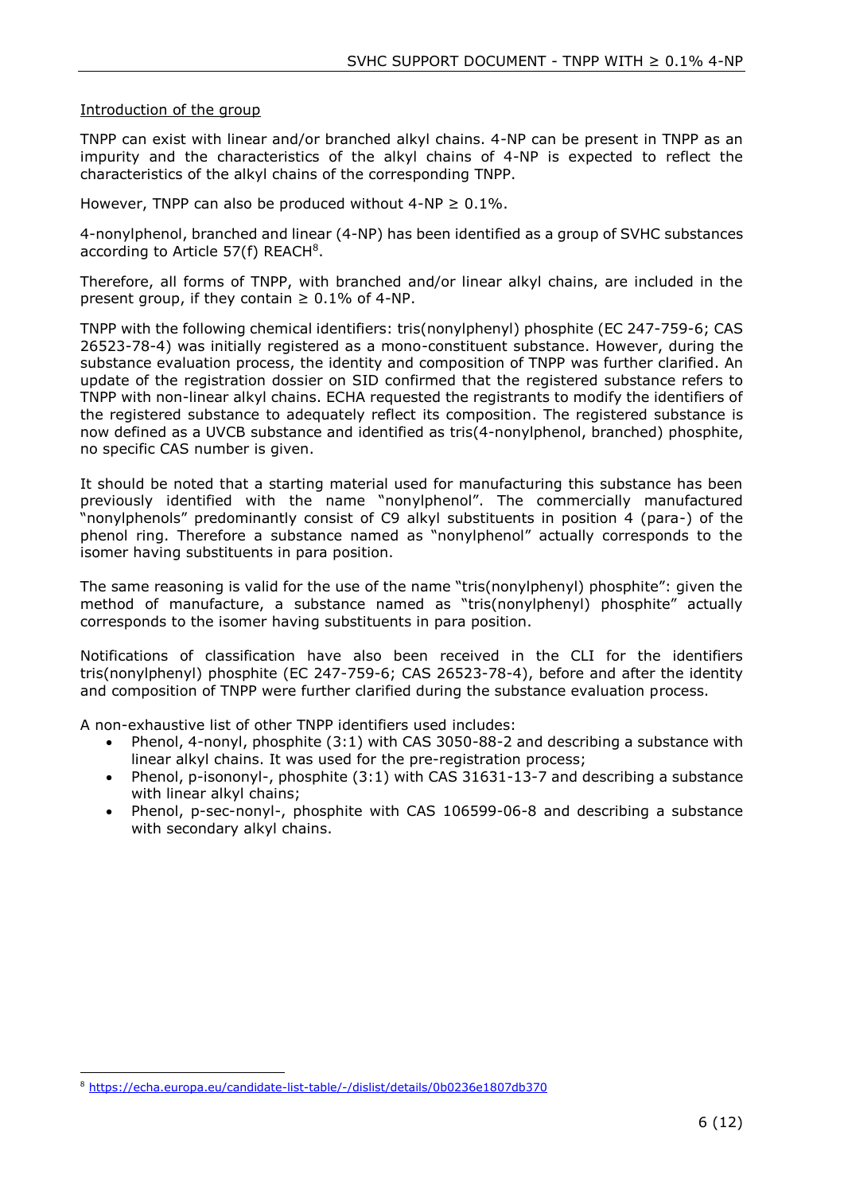<u>Introduction of the group</u>

TNPP can exist with linear and/or branched alkyl chains. 4-NP can be present in TNPP as an impurity and the characteristics of the alkyl chains of 4-NP is expected to reflect the characteristics of the alkyl chains of the corresponding TNPP.

However, TNPP can also be produced without 4-NP ≥ 0.1%.

4-nonylphenol, branched and linear (4-NP) has been identified as a group of SVHC substances according to Article 57(f) REACH[8].

Therefore, all forms of TNPP, with branched and/or linear alkyl chains, are included in the present group, if they contain ≥ 0.1% of 4-NP.

TNPP with the following chemical identifiers: tris(nonylphenyl) phosphite (EC 247-759-6; CAS 26523-78-4) was initially registered as a mono-constituent substance. However, during the substance evaluation process, the identity and composition of TNPP was further clarified. An update of the registration dossier on SID confirmed that the registered substance refers to TNPP with non-linear alkyl chains. ECHA requested the registrants to modify the identifiers of the registered substance to adequately reflect its composition. The registered substance is now defined as a UVCB substance and identified as tris(4-nonylphenol, branched) phosphite, no specific CAS number is given.

It should be noted that a starting material used for manufacturing this substance has been previously identified with the name "nonylphenol". The commercially manufactured "nonylphenols" predominantly consist of C9 alkyl substituents in position 4 (para-) of the phenol ring. Therefore a substance named as "nonylphenol" actually corresponds to the isomer having substituents in para position.

The same reasoning is valid for the use of the name "tris(nonylphenyl) phosphite": given the method of manufacture, a substance named as "tris(nonylphenyl) phosphite" actually corresponds to the isomer having substituents in para position.

Notifications of classification have also been received in the CLI for the identifiers tris(nonylphenyl) phosphite (EC 247-759-6; CAS 26523-78-4), before and after the identity and composition of TNPP were further clarified during the substance evaluation process.

A non-exhaustive list of other TNPP identifiers used includes:

- Phenol, 4-nonyl, phosphite (3:1) with CAS 3050-88-2 and describing a substance with linear alkyl chains. It was used for the pre-registration process;
- Phenol, p-isononyl-, phosphite (3:1) with CAS 31631-13-7 and describing a substance with linear alkyl chains;
- Phenol, p-sec-nonyl-, phosphite with CAS 106599-06-8 and describing a substance with secondary alkyl chains.

[8] https://echa.europa.eu/candidate-list-table/-/dislist/details/0b0236e1807db370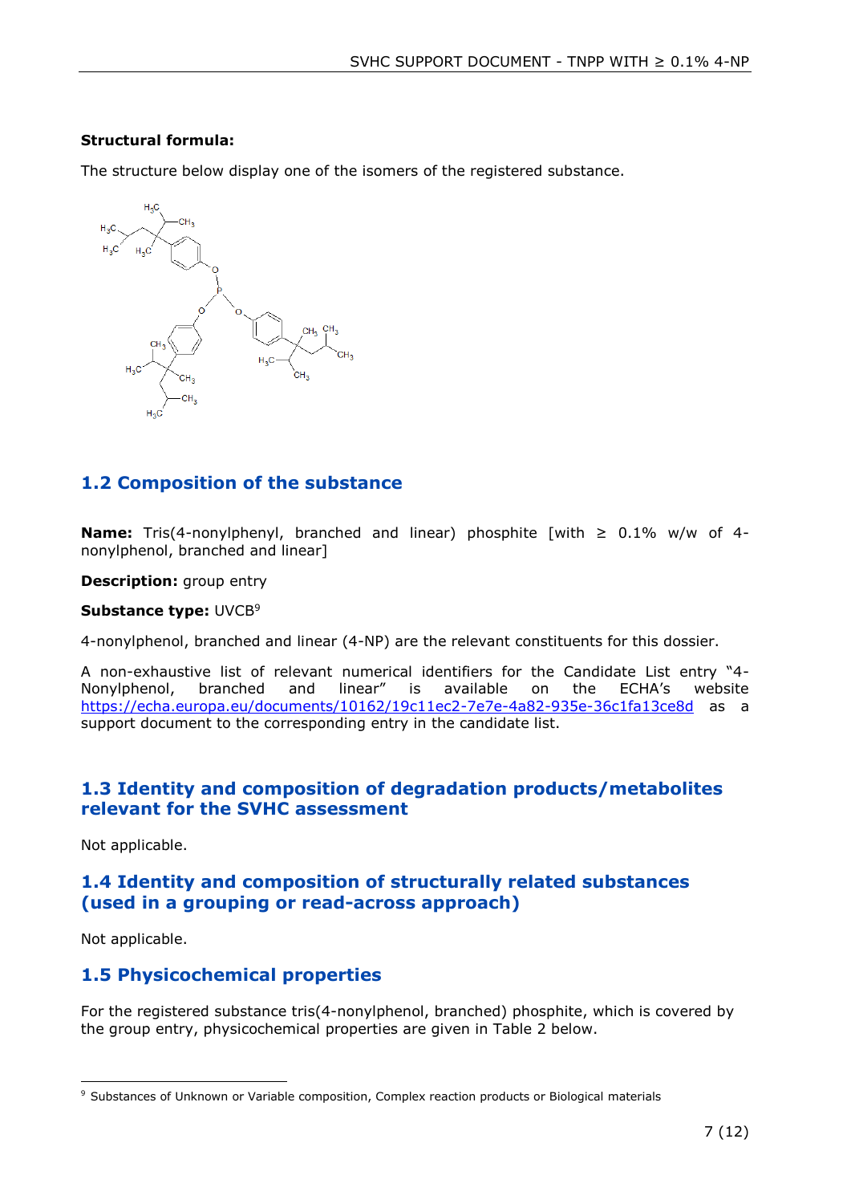**Structural formula:**

The structure below display one of the isomers of the registered substance.

## 1.2 Composition of the substance

**Name:** Tris(4-nonylphenyl, branched and linear) phosphite [with ≥ 0.1% w/w of 4-nonylphenol, branched and linear]

**Description:** group entry

**Substance type:** UVCB[9]

4-nonylphenol, branched and linear (4-NP) are the relevant constituents for this dossier.

A non-exhaustive list of relevant numerical identifiers for the Candidate List entry "4-Nonylphenol, branched and linear" is available on the ECHA's website https://echa.europa.eu/documents/10162/19c11ec2-7e7e-4a82-935e-36c1fa13ce8d as a support document to the corresponding entry in the candidate list.

## 1.3 Identity and composition of degradation products/metabolites relevant for the SVHC assessment

Not applicable.

## 1.4 Identity and composition of structurally related substances (used in a grouping or read-across approach)

Not applicable.

## 1.5 Physicochemical properties

For the registered substance tris(4-nonylphenol, branched) phosphite, which is covered by the group entry, physicochemical properties are given in Table 2 below.

[9] Substances of Unknown or Variable composition, Complex reaction products or Biological materials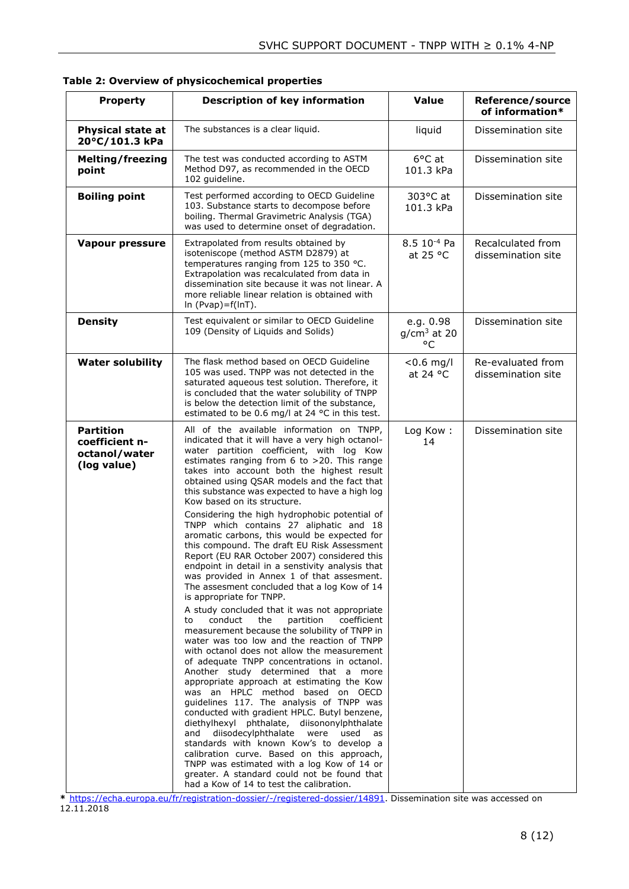**Table 2: Overview of physicochemical properties**

| Property | Description of key information | Value | Reference/source of information* |
|---|---|---|---|
| **Physical state at 20°C/101.3 kPa** | The substances is a clear liquid. | liquid | Dissemination site |
| **Melting/freezing point** | The test was conducted according to ASTM Method D97, as recommended in the OECD 102 guideline. | 6°C at 101.3 kPa | Dissemination site |
| **Boiling point** | Test performed according to OECD Guideline 103. Substance starts to decompose before boiling. Thermal Gravimetric Analysis (TGA) was used to determine onset of degradation. | 303°C at 101.3 kPa | Dissemination site |
| **Vapour pressure** | Extrapolated from results obtained by isoteniscope (method ASTM D2879) at temperatures ranging from 125 to 350 °C. Extrapolation was recalculated from data in dissemination site because it was not linear. A more reliable linear relation is obtained with ln (Pvap)=f(lnT). | 8.5 $10^{-4}$ Pa at 25 °C | Recalculated from dissemination site |
| **Density** | Test equivalent or similar to OECD Guideline 109 (Density of Liquids and Solids) | e.g. 0.98 $g/cm^3$ at 20 °C | Dissemination site |
| **Water solubility** | The flask method based on OECD Guideline 105 was used. TNPP was not detected in the saturated aqueous test solution. Therefore, it is concluded that the water solubility of TNPP is below the detection limit of the substance, estimated to be 0.6 mg/l at 24 °C in this test. | <0.6 mg/l at 24 °C | Re-evaluated from dissemination site |
| **Partition coefficient n-octanol/water (log value)** | All of the available information on TNPP, indicated that it will have a very high octanol-water partition coefficient, with log Kow estimates ranging from 6 to >20. This range takes into account both the highest result obtained using QSAR models and the fact that this substance was expected to have a high log Kow based on its structure.<br><br>Considering the high hydrophobic potential of TNPP which contains 27 aliphatic and 18 aromatic carbons, this would be expected for this compound. The draft EU Risk Assessment Report (EU RAR October 2007) considered this endpoint in detail in a senstivity analysis that was provided in Annex 1 of that assesment. The assesment concluded that a log Kow of 14 is appropriate for TNPP.<br><br>A study concluded that it was not appropriate to conduct the partition coefficient measurement because the solubility of TNPP in water was too low and the reaction of TNPP with octanol does not allow the measurement of adequate TNPP concentrations in octanol. Another study determined that a more appropriate approach at estimating the Kow was an HPLC method based on OECD guidelines 117. The analysis of TNPP was conducted with gradient HPLC. Butyl benzene, diethylhexyl phthalate, diisononylphthalate and diisodecylphthalate were used as standards with known Kow's to develop a calibration curve. Based on this approach, TNPP was estimated with a log Kow of 14 or greater. A standard could not be found that had a Kow of 14 to test the calibration. | Log Kow : 14 | Dissemination site |

\* https://echa.europa.eu/fr/registration-dossier/-/registered-dossier/14891. Dissemination site was accessed on 12.11.2018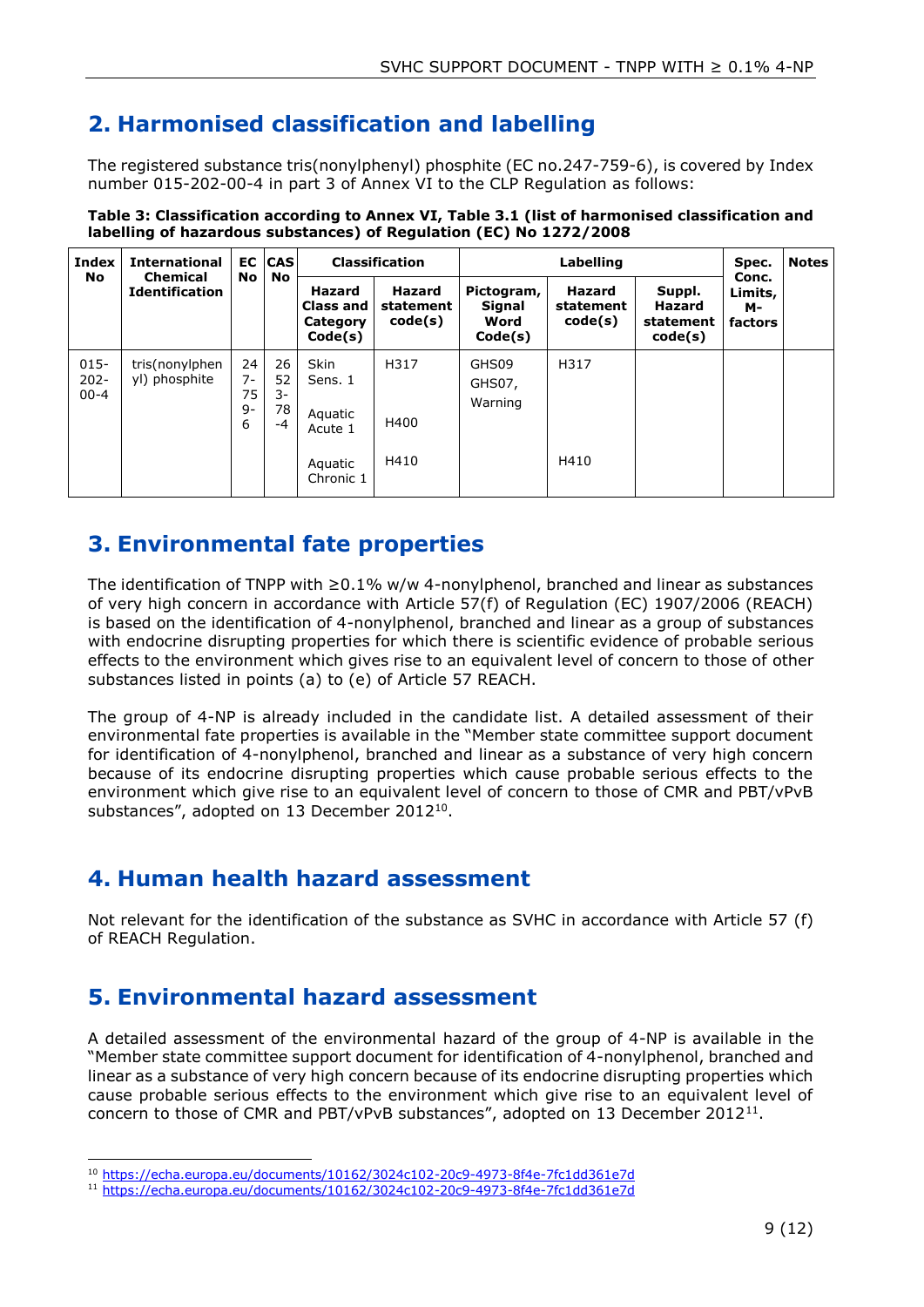# 2. Harmonised classification and labelling

The registered substance tris(nonylphenyl) phosphite (EC no.247-759-6), is covered by Index number 015-202-00-4 in part 3 of Annex VI to the CLP Regulation as follows:

**Table 3: Classification according to Annex VI, Table 3.1 (list of harmonised classification and labelling of hazardous substances) of Regulation (EC) No 1272/2008**

| Index No | International Chemical Identification | EC No | CAS No | Classification | | Labelling | | | Spec. Conc. Limits, M-factors | Notes |
|---|---|---|---|---|---|---|---|---|---|---|
| | | | | Hazard Class and Category Code(s) | Hazard statement code(s) | Pictogram, Signal Word Code(s) | Hazard statement code(s) | Suppl. Hazard statement code(s) | | |
| 015-202-00-4 | tris(nonylphenyl) phosphite | 247-759-6 | 26523-78-4 | Skin Sens. 1<br><br>Aquatic Acute 1<br><br>Aquatic Chronic 1 | H317<br><br>H400<br><br>H410 | GHS09<br>GHS07,<br>Warning | H317<br><br><br><br>H410 | | | |

# 3. Environmental fate properties

The identification of TNPP with ≥0.1% w/w 4-nonylphenol, branched and linear as substances of very high concern in accordance with Article 57(f) of Regulation (EC) 1907/2006 (REACH) is based on the identification of 4-nonylphenol, branched and linear as a group of substances with endocrine disrupting properties for which there is scientific evidence of probable serious effects to the environment which gives rise to an equivalent level of concern to those of other substances listed in points (a) to (e) of Article 57 REACH.

The group of 4-NP is already included in the candidate list. A detailed assessment of their environmental fate properties is available in the "Member state committee support document for identification of 4-nonylphenol, branched and linear as a substance of very high concern because of its endocrine disrupting properties which cause probable serious effects to the environment which give rise to an equivalent level of concern to those of CMR and PBT/vPvB substances", adopted on 13 December 2012[10].

# 4. Human health hazard assessment

Not relevant for the identification of the substance as SVHC in accordance with Article 57 (f) of REACH Regulation.

# 5. Environmental hazard assessment

A detailed assessment of the environmental hazard of the group of 4-NP is available in the "Member state committee support document for identification of 4-nonylphenol, branched and linear as a substance of very high concern because of its endocrine disrupting properties which cause probable serious effects to the environment which give rise to an equivalent level of concern to those of CMR and PBT/vPvB substances", adopted on 13 December 2012[11].

---

[10] https://echa.europa.eu/documents/10162/3024c102-20c9-4973-8f4e-7fc1dd361e7d

[11] https://echa.europa.eu/documents/10162/3024c102-20c9-4973-8f4e-7fc1dd361e7d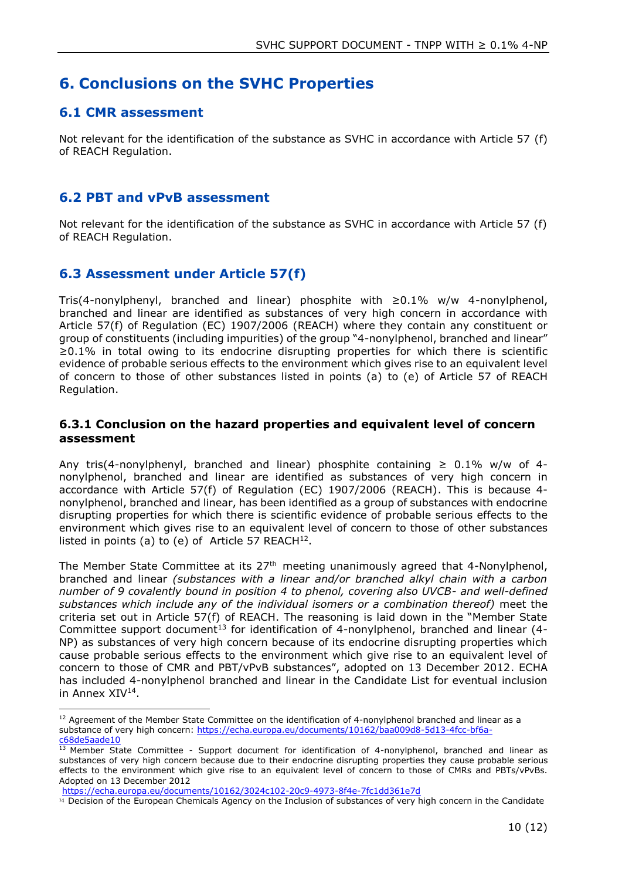# 6. Conclusions on the SVHC Properties

## 6.1 CMR assessment

Not relevant for the identification of the substance as SVHC in accordance with Article 57 (f) of REACH Regulation.

## 6.2 PBT and vPvB assessment

Not relevant for the identification of the substance as SVHC in accordance with Article 57 (f) of REACH Regulation.

## 6.3 Assessment under Article 57(f)

Tris(4-nonylphenyl, branched and linear) phosphite with ≥0.1% w/w 4-nonylphenol, branched and linear are identified as substances of very high concern in accordance with Article 57(f) of Regulation (EC) 1907/2006 (REACH) where they contain any constituent or group of constituents (including impurities) of the group "4-nonylphenol, branched and linear" ≥0.1% in total owing to its endocrine disrupting properties for which there is scientific evidence of probable serious effects to the environment which gives rise to an equivalent level of concern to those of other substances listed in points (a) to (e) of Article 57 of REACH Regulation.

### 6.3.1 Conclusion on the hazard properties and equivalent level of concern assessment

Any tris(4-nonylphenyl, branched and linear) phosphite containing ≥ 0.1% w/w of 4-nonylphenol, branched and linear are identified as substances of very high concern in accordance with Article 57(f) of Regulation (EC) 1907/2006 (REACH). This is because 4-nonylphenol, branched and linear, has been identified as a group of substances with endocrine disrupting properties for which there is scientific evidence of probable serious effects to the environment which gives rise to an equivalent level of concern to those of other substances listed in points (a) to (e) of Article 57 REACH[12].

The Member State Committee at its 27th meeting unanimously agreed that 4-Nonylphenol, branched and linear *(substances with a linear and/or branched alkyl chain with a carbon number of 9 covalently bound in position 4 to phenol, covering also UVCB- and well-defined substances which include any of the individual isomers or a combination thereof)* meet the criteria set out in Article 57(f) of REACH. The reasoning is laid down in the "Member State Committee support document[13] for identification of 4-nonylphenol, branched and linear (4-NP) as substances of very high concern because of its endocrine disrupting properties which cause probable serious effects to the environment which give rise to an equivalent level of concern to those of CMR and PBT/vPvB substances", adopted on 13 December 2012. ECHA has included 4-nonylphenol branched and linear in the Candidate List for eventual inclusion in Annex XIV[14].

---

[12] Agreement of the Member State Committee on the identification of 4-nonylphenol branched and linear as a substance of very high concern: https://echa.europa.eu/documents/10162/baa009d8-5d13-4fcc-bf6a-c68de5aade10

[13] Member State Committee - Support document for identification of 4-nonylphenol, branched and linear as substances of very high concern because due to their endocrine disrupting properties they cause probable serious effects to the environment which give rise to an equivalent level of concern to those of CMRs and PBTs/vPvBs. Adopted on 13 December 2012 https://echa.europa.eu/documents/10162/3024c102-20c9-4973-8f4e-7fc1dd361e7d

[14] Decision of the European Chemicals Agency on the Inclusion of substances of very high concern in the Candidate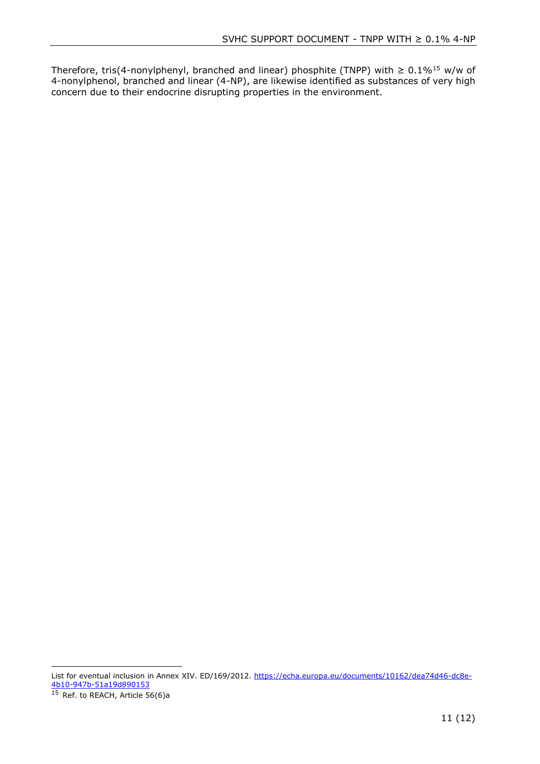Therefore, tris(4-nonylphenyl, branched and linear) phosphite (TNPP) with ≥ 0.1%[15] w/w of 4-nonylphenol, branched and linear (4-NP), are likewise identified as substances of very high concern due to their endocrine disrupting properties in the environment.

---

List for eventual inclusion in Annex XIV. ED/169/2012. https://echa.europa.eu/documents/10162/dea74d46-dc8e-4b10-947b-51a19d890153

[15] Ref. to REACH, Article 56(6)a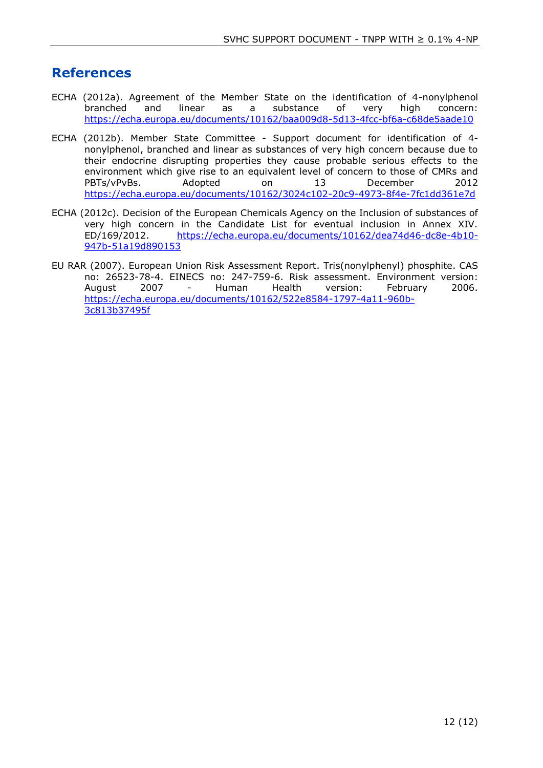## References

ECHA (2012a). Agreement of the Member State on the identification of 4-nonylphenol branched and linear as a substance of very high concern: https://echa.europa.eu/documents/10162/baa009d8-5d13-4fcc-bf6a-c68de5aade10

ECHA (2012b). Member State Committee - Support document for identification of 4-nonylphenol, branched and linear as substances of very high concern because due to their endocrine disrupting properties they cause probable serious effects to the environment which give rise to an equivalent level of concern to those of CMRs and PBTs/vPvBs. Adopted on 13 December 2012 https://echa.europa.eu/documents/10162/3024c102-20c9-4973-8f4e-7fc1dd361e7d

ECHA (2012c). Decision of the European Chemicals Agency on the Inclusion of substances of very high concern in the Candidate List for eventual inclusion in Annex XIV. ED/169/2012. https://echa.europa.eu/documents/10162/dea74d46-dc8e-4b10-947b-51a19d890153

EU RAR (2007). European Union Risk Assessment Report. Tris(nonylphenyl) phosphite. CAS no: 26523-78-4. EINECS no: 247-759-6. Risk assessment. Environment version: August 2007 - Human Health version: February 2006. https://echa.europa.eu/documents/10162/522e8584-1797-4a11-960b-3c813b37495f